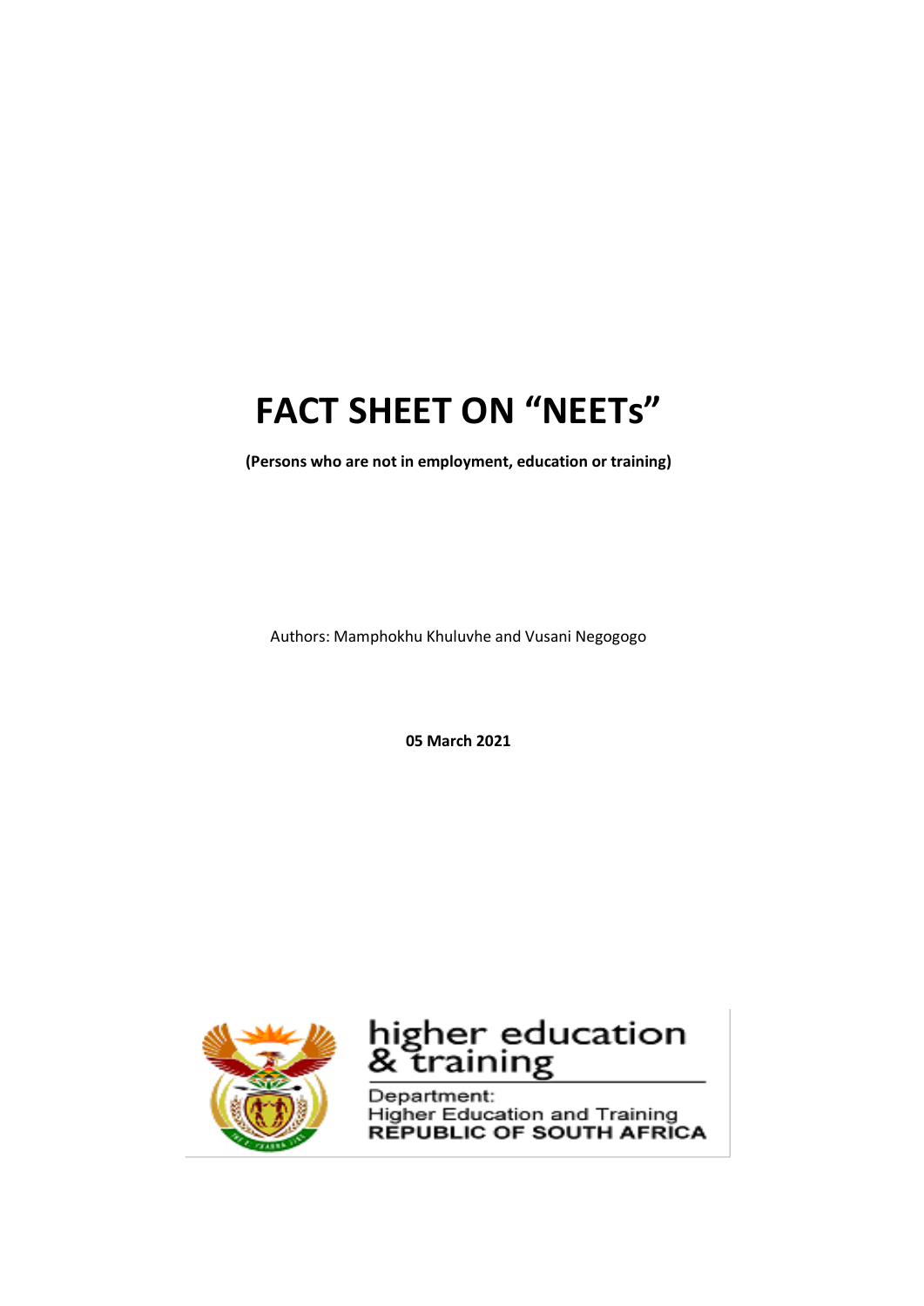# FACT SHEET ON "NEETs"

**(Persons who are not in employment, education or training)**

Authors: Mamphokhu Khuluvhe and Vusani Negogogo

**05 March 2021**

higher education & training

Department:
Higher Education and Training
REPUBLIC OF SOUTH AFRICA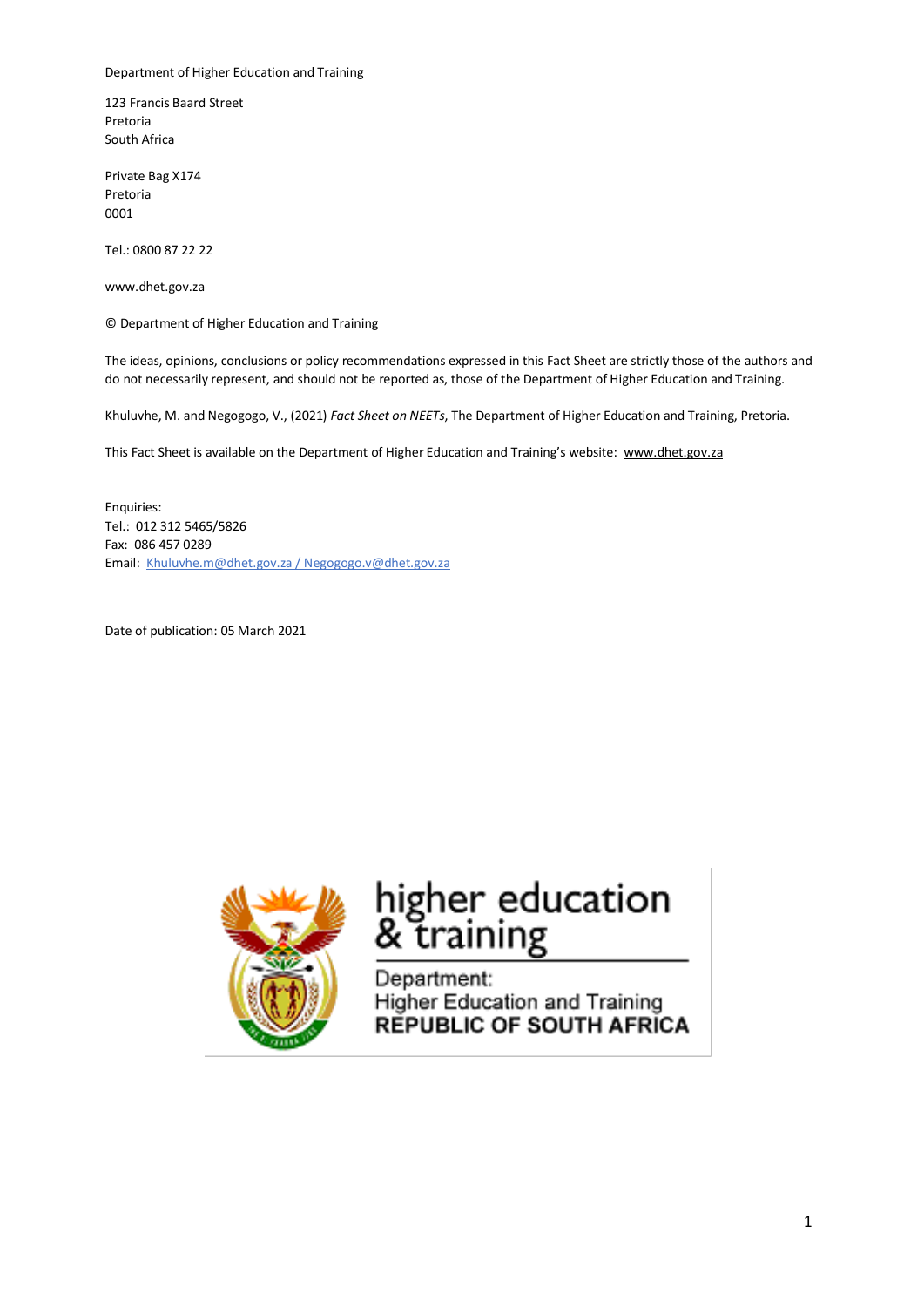Department of Higher Education and Training

123 Francis Baard Street
Pretoria
South Africa

Private Bag X174
Pretoria
0001

Tel.: 0800 87 22 22

www.dhet.gov.za

© Department of Higher Education and Training

The ideas, opinions, conclusions or policy recommendations expressed in this Fact Sheet are strictly those of the authors and do not necessarily represent, and should not be reported as, those of the Department of Higher Education and Training.

Khuluvhe, M. and Negogogo, V., (2021) *Fact Sheet on NEETs*, The Department of Higher Education and Training, Pretoria.

This Fact Sheet is available on the Department of Higher Education and Training's website: www.dhet.gov.za

Enquiries:
Tel.: 012 312 5465/5826
Fax: 086 457 0289
Email: Khuluvhe.m@dhet.gov.za / Negogogo.v@dhet.gov.za

Date of publication: 05 March 2021

higher education & training

Department:
Higher Education and Training
REPUBLIC OF SOUTH AFRICA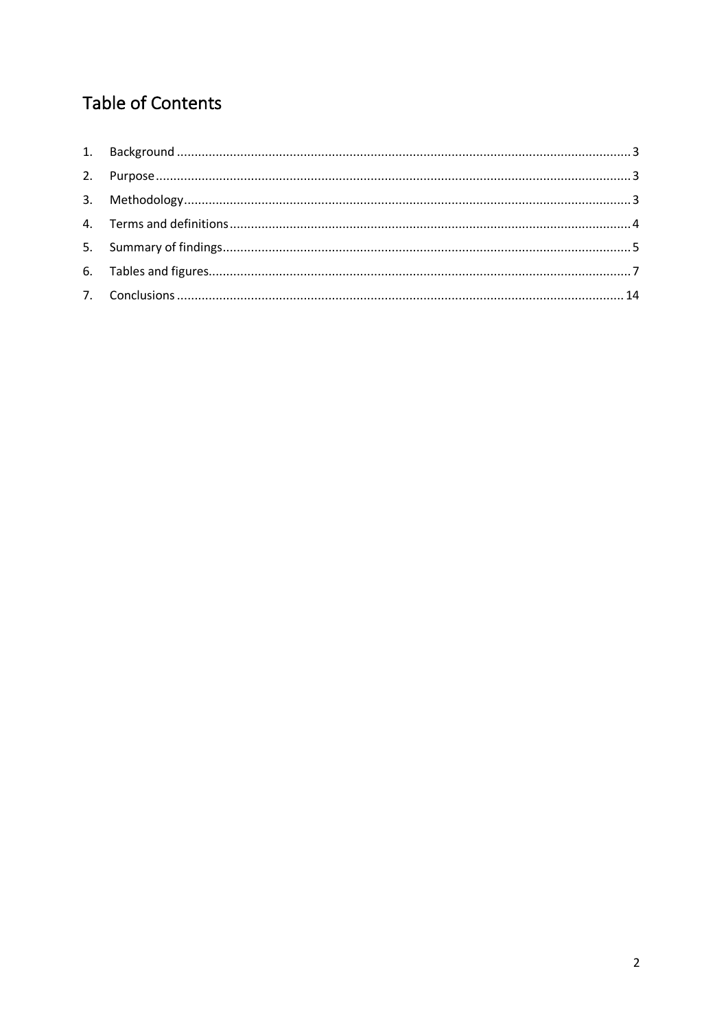# Table of Contents

1. Background ........................................................................................................................ 3
2. Purpose ............................................................................................................................. 3
3. Methodology ..................................................................................................................... 3
4. Terms and definitions ........................................................................................................ 4
5. Summary of findings .......................................................................................................... 5
6. Tables and figures .............................................................................................................. 7
7. Conclusions ...................................................................................................................... 14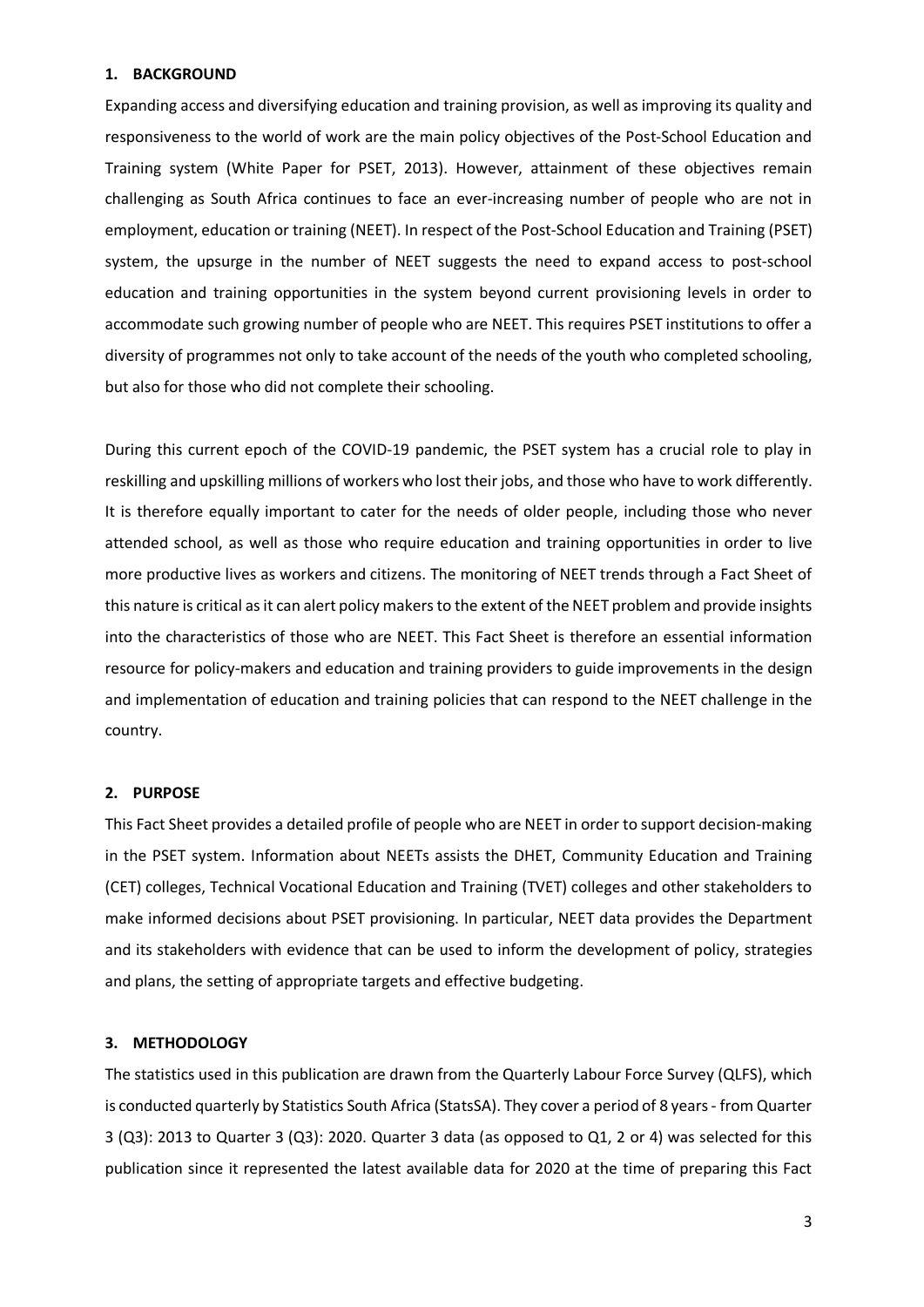## 1. BACKGROUND

Expanding access and diversifying education and training provision, as well as improving its quality and responsiveness to the world of work are the main policy objectives of the Post-School Education and Training system (White Paper for PSET, 2013). However, attainment of these objectives remain challenging as South Africa continues to face an ever-increasing number of people who are not in employment, education or training (NEET). In respect of the Post-School Education and Training (PSET) system, the upsurge in the number of NEET suggests the need to expand access to post-school education and training opportunities in the system beyond current provisioning levels in order to accommodate such growing number of people who are NEET. This requires PSET institutions to offer a diversity of programmes not only to take account of the needs of the youth who completed schooling, but also for those who did not complete their schooling.

During this current epoch of the COVID-19 pandemic, the PSET system has a crucial role to play in reskilling and upskilling millions of workers who lost their jobs, and those who have to work differently. It is therefore equally important to cater for the needs of older people, including those who never attended school, as well as those who require education and training opportunities in order to live more productive lives as workers and citizens. The monitoring of NEET trends through a Fact Sheet of this nature is critical as it can alert policy makers to the extent of the NEET problem and provide insights into the characteristics of those who are NEET. This Fact Sheet is therefore an essential information resource for policy-makers and education and training providers to guide improvements in the design and implementation of education and training policies that can respond to the NEET challenge in the country.

## 2. PURPOSE

This Fact Sheet provides a detailed profile of people who are NEET in order to support decision-making in the PSET system. Information about NEETs assists the DHET, Community Education and Training (CET) colleges, Technical Vocational Education and Training (TVET) colleges and other stakeholders to make informed decisions about PSET provisioning. In particular, NEET data provides the Department and its stakeholders with evidence that can be used to inform the development of policy, strategies and plans, the setting of appropriate targets and effective budgeting.

## 3. METHODOLOGY

The statistics used in this publication are drawn from the Quarterly Labour Force Survey (QLFS), which is conducted quarterly by Statistics South Africa (StatsSA). They cover a period of 8 years - from Quarter 3 (Q3): 2013 to Quarter 3 (Q3): 2020. Quarter 3 data (as opposed to Q1, 2 or 4) was selected for this publication since it represented the latest available data for 2020 at the time of preparing this Fact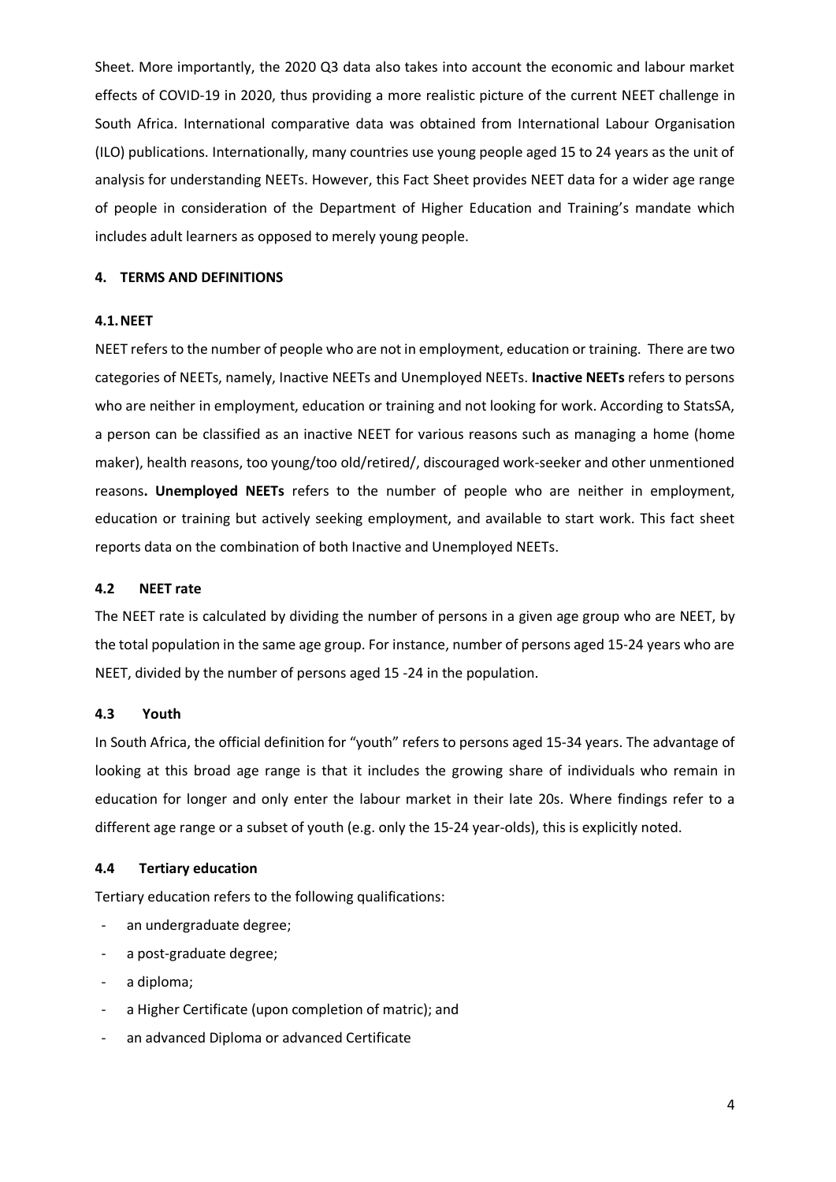Sheet. More importantly, the 2020 Q3 data also takes into account the economic and labour market effects of COVID-19 in 2020, thus providing a more realistic picture of the current NEET challenge in South Africa. International comparative data was obtained from International Labour Organisation (ILO) publications. Internationally, many countries use young people aged 15 to 24 years as the unit of analysis for understanding NEETs. However, this Fact Sheet provides NEET data for a wider age range of people in consideration of the Department of Higher Education and Training's mandate which includes adult learners as opposed to merely young people.

## 4. TERMS AND DEFINITIONS

### 4.1. NEET

NEET refers to the number of people who are not in employment, education or training. There are two categories of NEETs, namely, Inactive NEETs and Unemployed NEETs. **Inactive NEETs** refers to persons who are neither in employment, education or training and not looking for work. According to StatsSA, a person can be classified as an inactive NEET for various reasons such as managing a home (home maker), health reasons, too young/too old/retired/, discouraged work-seeker and other unmentioned reasons**. Unemployed NEETs** refers to the number of people who are neither in employment, education or training but actively seeking employment, and available to start work. This fact sheet reports data on the combination of both Inactive and Unemployed NEETs.

### 4.2 NEET rate

The NEET rate is calculated by dividing the number of persons in a given age group who are NEET, by the total population in the same age group. For instance, number of persons aged 15-24 years who are NEET, divided by the number of persons aged 15 -24 in the population.

### 4.3 Youth

In South Africa, the official definition for "youth" refers to persons aged 15-34 years. The advantage of looking at this broad age range is that it includes the growing share of individuals who remain in education for longer and only enter the labour market in their late 20s. Where findings refer to a different age range or a subset of youth (e.g. only the 15-24 year-olds), this is explicitly noted.

### 4.4 Tertiary education

Tertiary education refers to the following qualifications:

- an undergraduate degree;
- a post-graduate degree;
- a diploma;
- a Higher Certificate (upon completion of matric); and
- an advanced Diploma or advanced Certificate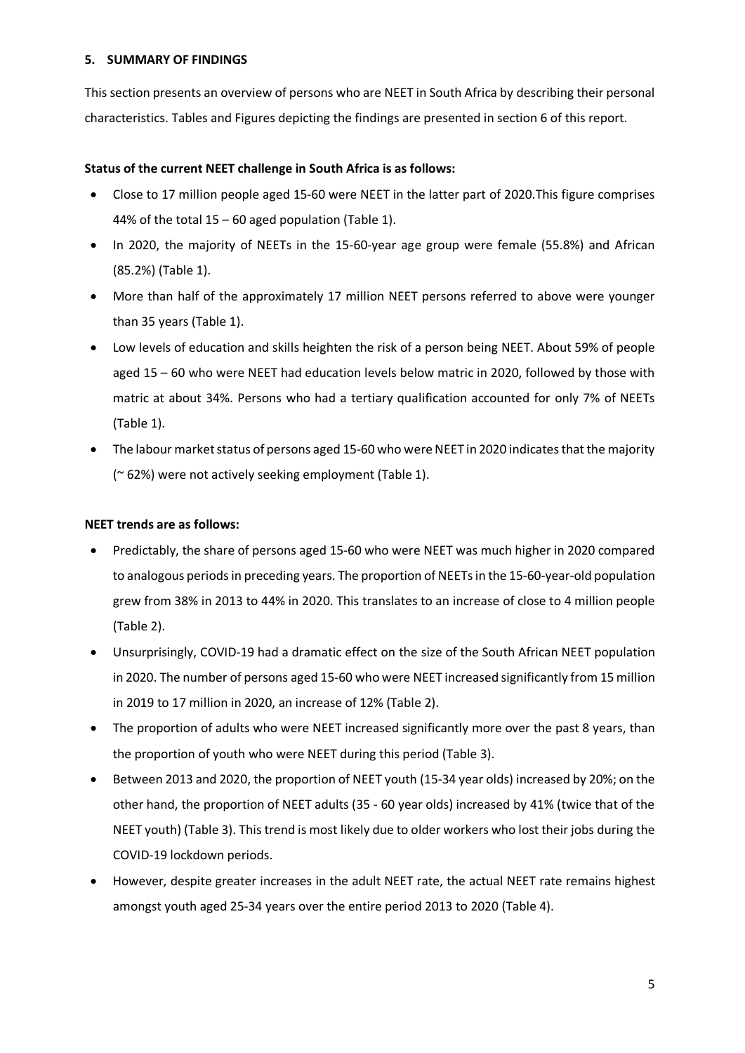## 5. SUMMARY OF FINDINGS

This section presents an overview of persons who are NEET in South Africa by describing their personal characteristics. Tables and Figures depicting the findings are presented in section 6 of this report.

**Status of the current NEET challenge in South Africa is as follows:**

- Close to 17 million people aged 15-60 were NEET in the latter part of 2020.This figure comprises 44% of the total 15 – 60 aged population (Table 1).
- In 2020, the majority of NEETs in the 15-60-year age group were female (55.8%) and African (85.2%) (Table 1).
- More than half of the approximately 17 million NEET persons referred to above were younger than 35 years (Table 1).
- Low levels of education and skills heighten the risk of a person being NEET. About 59% of people aged 15 – 60 who were NEET had education levels below matric in 2020, followed by those with matric at about 34%. Persons who had a tertiary qualification accounted for only 7% of NEETs (Table 1).
- The labour market status of persons aged 15-60 who were NEET in 2020 indicates that the majority (~ 62%) were not actively seeking employment (Table 1).

**NEET trends are as follows:**

- Predictably, the share of persons aged 15-60 who were NEET was much higher in 2020 compared to analogous periods in preceding years. The proportion of NEETs in the 15-60-year-old population grew from 38% in 2013 to 44% in 2020. This translates to an increase of close to 4 million people (Table 2).
- Unsurprisingly, COVID-19 had a dramatic effect on the size of the South African NEET population in 2020. The number of persons aged 15-60 who were NEET increased significantly from 15 million in 2019 to 17 million in 2020, an increase of 12% (Table 2).
- The proportion of adults who were NEET increased significantly more over the past 8 years, than the proportion of youth who were NEET during this period (Table 3).
- Between 2013 and 2020, the proportion of NEET youth (15-34 year olds) increased by 20%; on the other hand, the proportion of NEET adults (35 - 60 year olds) increased by 41% (twice that of the NEET youth) (Table 3). This trend is most likely due to older workers who lost their jobs during the COVID-19 lockdown periods.
- However, despite greater increases in the adult NEET rate, the actual NEET rate remains highest amongst youth aged 25-34 years over the entire period 2013 to 2020 (Table 4).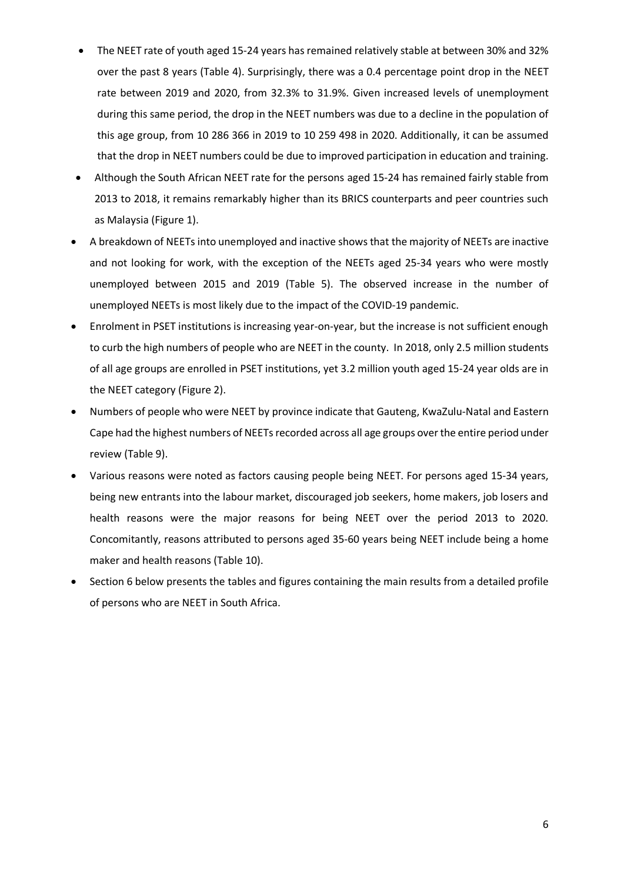- The NEET rate of youth aged 15-24 years has remained relatively stable at between 30% and 32% over the past 8 years (Table 4). Surprisingly, there was a 0.4 percentage point drop in the NEET rate between 2019 and 2020, from 32.3% to 31.9%. Given increased levels of unemployment during this same period, the drop in the NEET numbers was due to a decline in the population of this age group, from 10 286 366 in 2019 to 10 259 498 in 2020. Additionally, it can be assumed that the drop in NEET numbers could be due to improved participation in education and training.
- Although the South African NEET rate for the persons aged 15-24 has remained fairly stable from 2013 to 2018, it remains remarkably higher than its BRICS counterparts and peer countries such as Malaysia (Figure 1).
- A breakdown of NEETs into unemployed and inactive shows that the majority of NEETs are inactive and not looking for work, with the exception of the NEETs aged 25-34 years who were mostly unemployed between 2015 and 2019 (Table 5). The observed increase in the number of unemployed NEETs is most likely due to the impact of the COVID-19 pandemic.
- Enrolment in PSET institutions is increasing year-on-year, but the increase is not sufficient enough to curb the high numbers of people who are NEET in the county. In 2018, only 2.5 million students of all age groups are enrolled in PSET institutions, yet 3.2 million youth aged 15-24 year olds are in the NEET category (Figure 2).
- Numbers of people who were NEET by province indicate that Gauteng, KwaZulu-Natal and Eastern Cape had the highest numbers of NEETs recorded across all age groups over the entire period under review (Table 9).
- Various reasons were noted as factors causing people being NEET. For persons aged 15-34 years, being new entrants into the labour market, discouraged job seekers, home makers, job losers and health reasons were the major reasons for being NEET over the period 2013 to 2020. Concomitantly, reasons attributed to persons aged 35-60 years being NEET include being a home maker and health reasons (Table 10).
- Section 6 below presents the tables and figures containing the main results from a detailed profile of persons who are NEET in South Africa.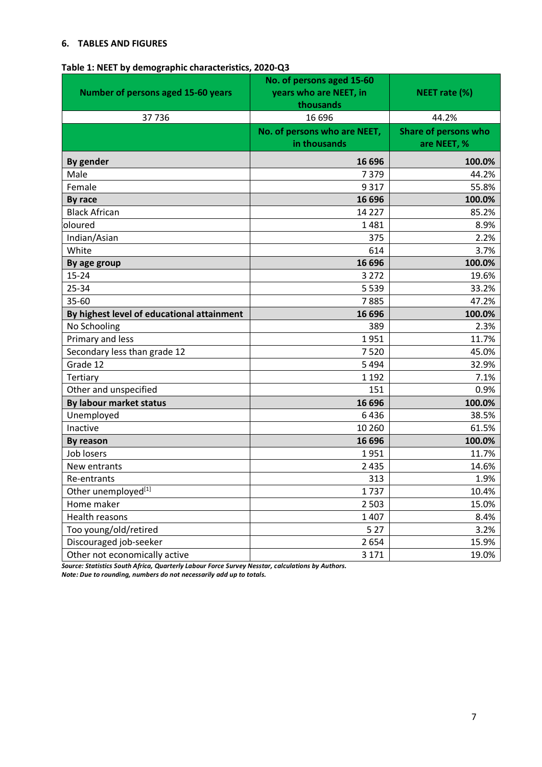#### 6. TABLES AND FIGURES

**Table 1: NEET by demographic characteristics, 2020-Q3**

| Number of persons aged 15-60 years | No. of persons aged 15-60 years who are NEET, in thousands | NEET rate (%) |
|---|---|---|
| 37 736 | 16 696 | 44.2% |
| | **No. of persons who are NEET, in thousands** | **Share of persons who are NEET, %** |
| **By gender** | **16 696** | **100.0%** |
| Male | 7 379 | 44.2% |
| Female | 9 317 | 55.8% |
| **By race** | **16 696** | **100.0%** |
| Black African | 14 227 | 85.2% |
| oloured | 1 481 | 8.9% |
| Indian/Asian | 375 | 2.2% |
| White | 614 | 3.7% |
| **By age group** | **16 696** | **100.0%** |
| 15-24 | 3 272 | 19.6% |
| 25-34 | 5 539 | 33.2% |
| 35-60 | 7 885 | 47.2% |
| **By highest level of educational attainment** | **16 696** | **100.0%** |
| No Schooling | 389 | 2.3% |
| Primary and less | 1 951 | 11.7% |
| Secondary less than grade 12 | 7 520 | 45.0% |
| Grade 12 | 5 494 | 32.9% |
| Tertiary | 1 192 | 7.1% |
| Other and unspecified | 151 | 0.9% |
| **By labour market status** | **16 696** | **100.0%** |
| Unemployed | 6 436 | 38.5% |
| Inactive | 10 260 | 61.5% |
| **By reason** | **16 696** | **100.0%** |
| Job losers | 1 951 | 11.7% |
| New entrants | 2 435 | 14.6% |
| Re-entrants | 313 | 1.9% |
| Other unemployed[1] | 1 737 | 10.4% |
| Home maker | 2 503 | 15.0% |
| Health reasons | 1 407 | 8.4% |
| Too young/old/retired | 5 27 | 3.2% |
| Discouraged job-seeker | 2 654 | 15.9% |
| Other not economically active | 3 171 | 19.0% |

***Source: Statistics South Africa, Quarterly Labour Force Survey Nesstar, calculations by Authors.***
***Note: Due to rounding, numbers do not necessarily add up to totals.***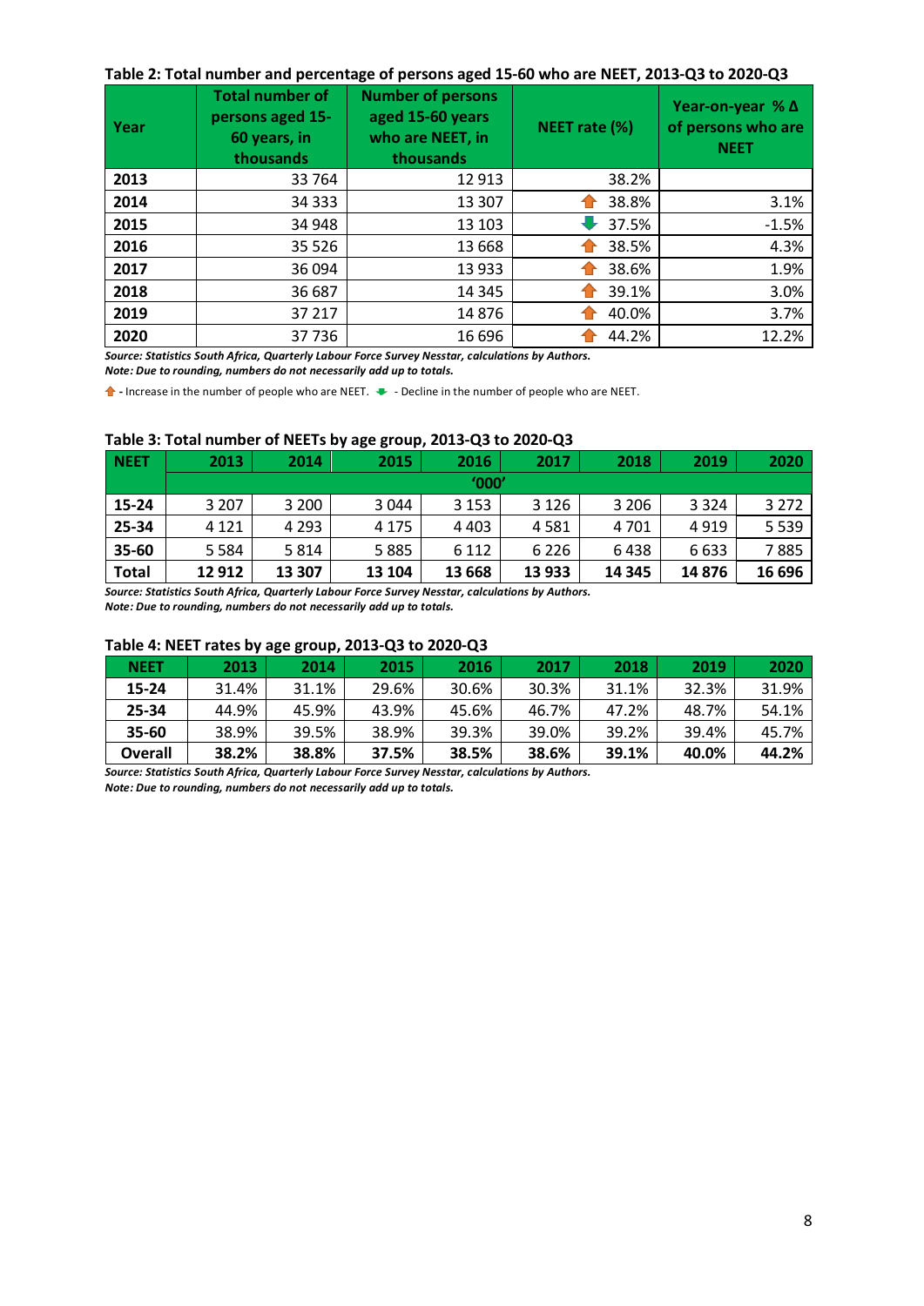**Table 2: Total number and percentage of persons aged 15-60 who are NEET, 2013-Q3 to 2020-Q3**

| Year | Total number of persons aged 15-60 years, in thousands | Number of persons aged 15-60 years who are NEET, in thousands | NEET rate (%) | Year-on-year % Δ of persons who are NEET |
|---|---|---|---|---|
| 2013 | 33 764 | 12 913 | 38.2% | |
| 2014 | 34 333 | 13 307 | ↑ 38.8% | 3.1% |
| 2015 | 34 948 | 13 103 | ↓ 37.5% | -1.5% |
| 2016 | 35 526 | 13 668 | ↑ 38.5% | 4.3% |
| 2017 | 36 094 | 13 933 | ↑ 38.6% | 1.9% |
| 2018 | 36 687 | 14 345 | ↑ 39.1% | 3.0% |
| 2019 | 37 217 | 14 876 | ↑ 40.0% | 3.7% |
| 2020 | 37 736 | 16 696 | ↑ 44.2% | 12.2% |

***Source: Statistics South Africa, Quarterly Labour Force Survey Nesstar, calculations by Authors.***
***Note: Due to rounding, numbers do not necessarily add up to totals.***

↑ - Increase in the number of people who are NEET. ↓ - Decline in the number of people who are NEET.

**Table 3: Total number of NEETs by age group, 2013-Q3 to 2020-Q3**

| NEET | 2013 | 2014 | 2015 | 2016 | 2017 | 2018 | 2019 | 2020 |
|---|---|---|---|---|---|---|---|---|
| | '000' | | | | | | | |
| 15-24 | 3 207 | 3 200 | 3 044 | 3 153 | 3 126 | 3 206 | 3 324 | 3 272 |
| 25-34 | 4 121 | 4 293 | 4 175 | 4 403 | 4 581 | 4 701 | 4 919 | 5 539 |
| 35-60 | 5 584 | 5 814 | 5 885 | 6 112 | 6 226 | 6 438 | 6 633 | 7 885 |
| **Total** | **12 912** | **13 307** | **13 104** | **13 668** | **13 933** | **14 345** | **14 876** | **16 696** |

***Source: Statistics South Africa, Quarterly Labour Force Survey Nesstar, calculations by Authors.***
***Note: Due to rounding, numbers do not necessarily add up to totals.***

**Table 4: NEET rates by age group, 2013-Q3 to 2020-Q3**

| NEET | 2013 | 2014 | 2015 | 2016 | 2017 | 2018 | 2019 | 2020 |
|---|---|---|---|---|---|---|---|---|
| 15-24 | 31.4% | 31.1% | 29.6% | 30.6% | 30.3% | 31.1% | 32.3% | 31.9% |
| 25-34 | 44.9% | 45.9% | 43.9% | 45.6% | 46.7% | 47.2% | 48.7% | 54.1% |
| 35-60 | 38.9% | 39.5% | 38.9% | 39.3% | 39.0% | 39.2% | 39.4% | 45.7% |
| **Overall** | **38.2%** | **38.8%** | **37.5%** | **38.5%** | **38.6%** | **39.1%** | **40.0%** | **44.2%** |

***Source: Statistics South Africa, Quarterly Labour Force Survey Nesstar, calculations by Authors.***
***Note: Due to rounding, numbers do not necessarily add up to totals.***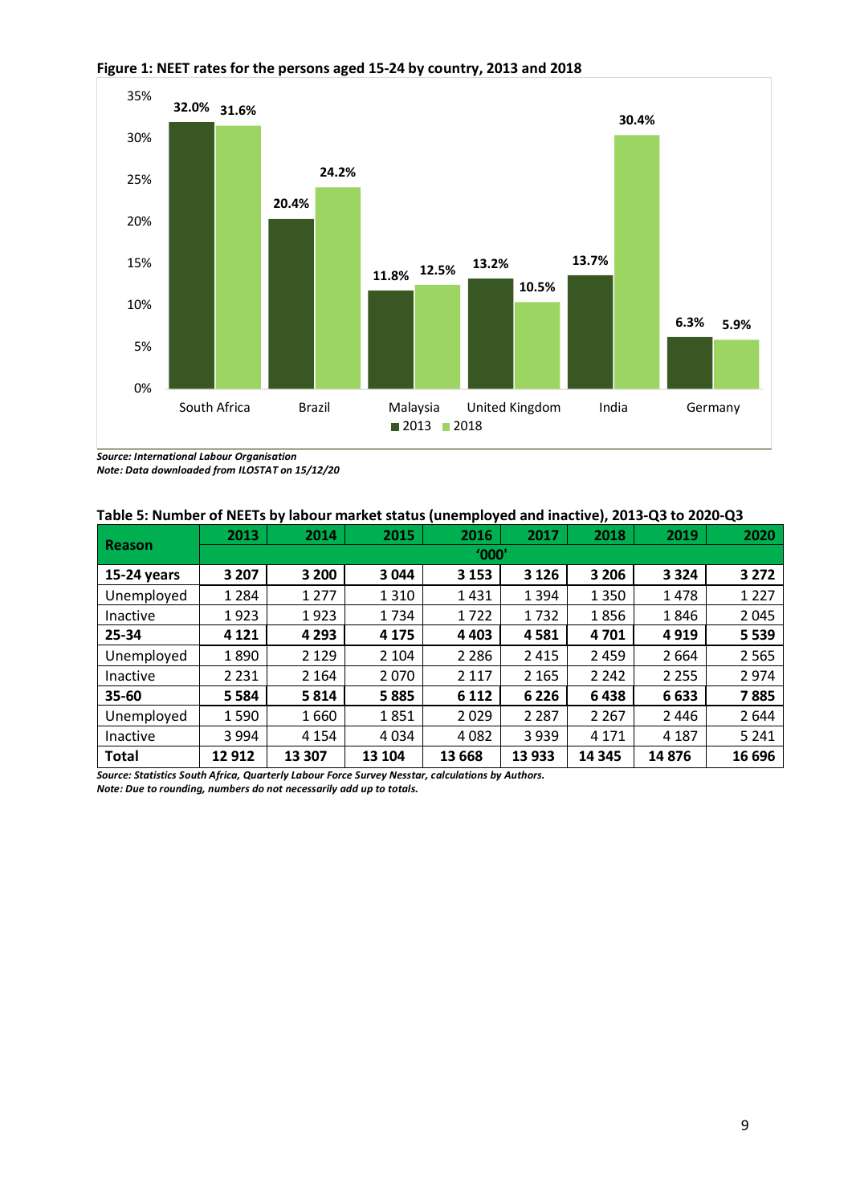**Figure 1: NEET rates for the persons aged 15-24 by country, 2013 and 2018**

| Country | 2013 | 2018 |
|---|---|---|
| South Africa | 32.0% | 31.6% |
| Brazil | 20.4% | 24.2% |
| Malaysia | 11.8% | 12.5% |
| United Kingdom | 13.2% | 10.5% |
| India | 13.7% | 30.4% |
| Germany | 6.3% | 5.9% |

***Source: International Labour Organisation***
***Note: Data downloaded from ILOSTAT on 15/12/20***

**Table 5: Number of NEETs by labour market status (unemployed and inactive), 2013-Q3 to 2020-Q3**

| Reason | 2013 | 2014 | 2015 | 2016 | 2017 | 2018 | 2019 | 2020 |
|---|---|---|---|---|---|---|---|---|
| | '000' | | | | | | | |
| **15-24 years** | **3 207** | **3 200** | **3 044** | **3 153** | **3 126** | **3 206** | **3 324** | **3 272** |
| Unemployed | 1 284 | 1 277 | 1 310 | 1 431 | 1 394 | 1 350 | 1 478 | 1 227 |
| Inactive | 1 923 | 1 923 | 1 734 | 1 722 | 1 732 | 1 856 | 1 846 | 2 045 |
| **25-34** | **4 121** | **4 293** | **4 175** | **4 403** | **4 581** | **4 701** | **4 919** | **5 539** |
| Unemployed | 1 890 | 2 129 | 2 104 | 2 286 | 2 415 | 2 459 | 2 664 | 2 565 |
| Inactive | 2 231 | 2 164 | 2 070 | 2 117 | 2 165 | 2 242 | 2 255 | 2 974 |
| **35-60** | **5 584** | **5 814** | **5 885** | **6 112** | **6 226** | **6 438** | **6 633** | **7 885** |
| Unemployed | 1 590 | 1 660 | 1 851 | 2 029 | 2 287 | 2 267 | 2 446 | 2 644 |
| Inactive | 3 994 | 4 154 | 4 034 | 4 082 | 3 939 | 4 171 | 4 187 | 5 241 |
| **Total** | **12 912** | **13 307** | **13 104** | **13 668** | **13 933** | **14 345** | **14 876** | **16 696** |

***Source: Statistics South Africa, Quarterly Labour Force Survey Nesstar, calculations by Authors.***
***Note: Due to rounding, numbers do not necessarily add up to totals.***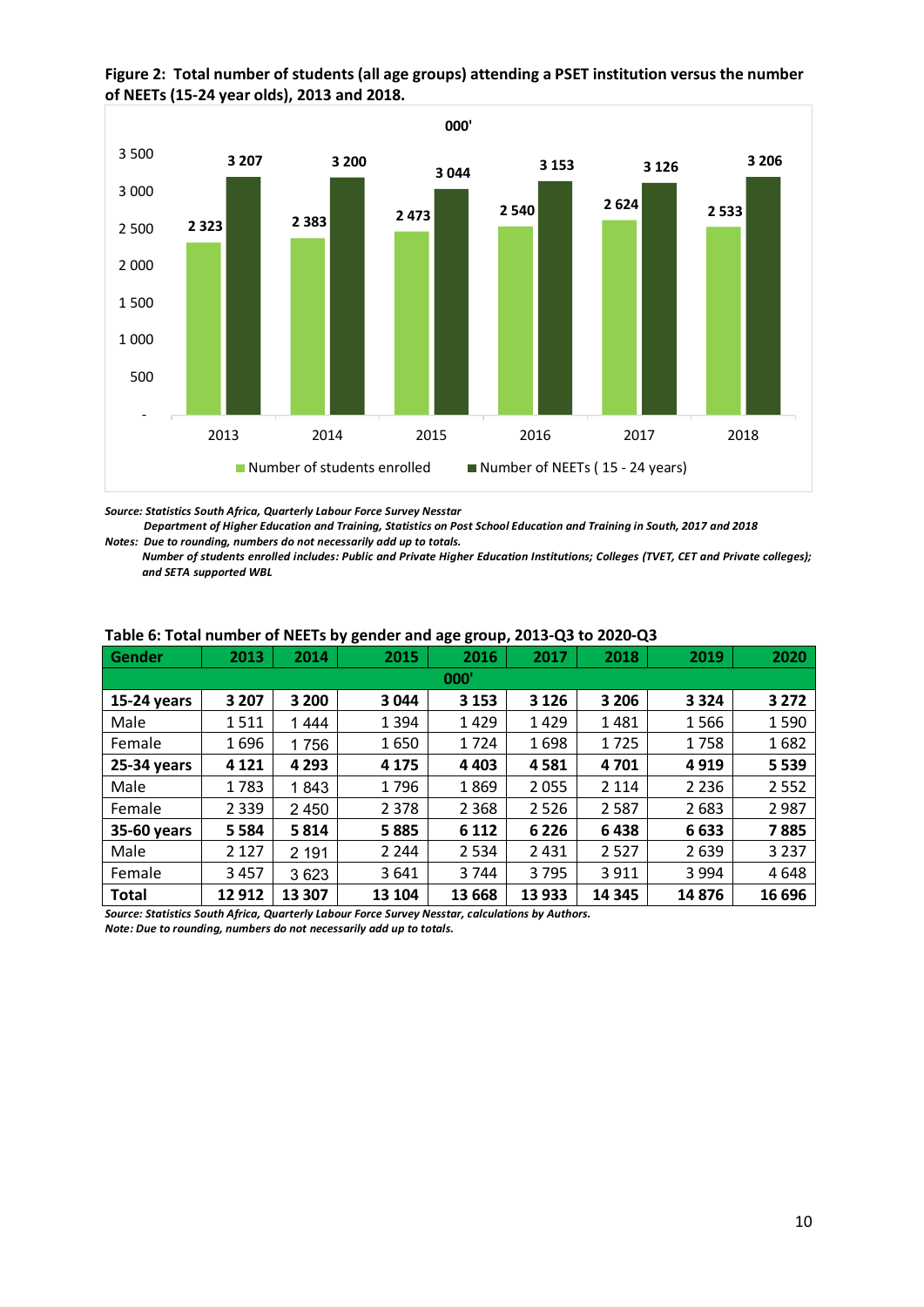**Figure 2: Total number of students (all age groups) attending a PSET institution versus the number of NEETs (15-24 year olds), 2013 and 2018.**

000'

| Year | Number of students enrolled | Number of NEETs ( 15 - 24 years) |
|---|---|---|
| 2013 | 2 323 | 3 207 |
| 2014 | 2 383 | 3 200 |
| 2015 | 2 473 | 3 044 |
| 2016 | 2 540 | 3 153 |
| 2017 | 2 624 | 3 126 |
| 2018 | 2 533 | 3 206 |

***Source: Statistics South Africa, Quarterly Labour Force Survey Nesstar***
***Department of Higher Education and Training, Statistics on Post School Education and Training in South, 2017 and 2018***
***Notes: Due to rounding, numbers do not necessarily add up to totals.***
***Number of students enrolled includes: Public and Private Higher Education Institutions; Colleges (TVET, CET and Private colleges); and SETA supported WBL***

**Table 6: Total number of NEETs by gender and age group, 2013-Q3 to 2020-Q3**

| Gender | 2013 | 2014 | 2015 | 2016 | 2017 | 2018 | 2019 | 2020 |
|---|---|---|---|---|---|---|---|---|
| 000' | | | | | | | | |
| **15-24 years** | **3 207** | **3 200** | **3 044** | **3 153** | **3 126** | **3 206** | **3 324** | **3 272** |
| Male | 1 511 | 1 444 | 1 394 | 1 429 | 1 429 | 1 481 | 1 566 | 1 590 |
| Female | 1 696 | 1 756 | 1 650 | 1 724 | 1 698 | 1 725 | 1 758 | 1 682 |
| **25-34 years** | **4 121** | **4 293** | **4 175** | **4 403** | **4 581** | **4 701** | **4 919** | **5 539** |
| Male | 1 783 | 1 843 | 1 796 | 1 869 | 2 055 | 2 114 | 2 236 | 2 552 |
| Female | 2 339 | 2 450 | 2 378 | 2 368 | 2 526 | 2 587 | 2 683 | 2 987 |
| **35-60 years** | **5 584** | **5 814** | **5 885** | **6 112** | **6 226** | **6 438** | **6 633** | **7 885** |
| Male | 2 127 | 2 191 | 2 244 | 2 534 | 2 431 | 2 527 | 2 639 | 3 237 |
| Female | 3 457 | 3 623 | 3 641 | 3 744 | 3 795 | 3 911 | 3 994 | 4 648 |
| **Total** | **12 912** | **13 307** | **13 104** | **13 668** | **13 933** | **14 345** | **14 876** | **16 696** |

***Source: Statistics South Africa, Quarterly Labour Force Survey Nesstar, calculations by Authors.***
***Note: Due to rounding, numbers do not necessarily add up to totals.***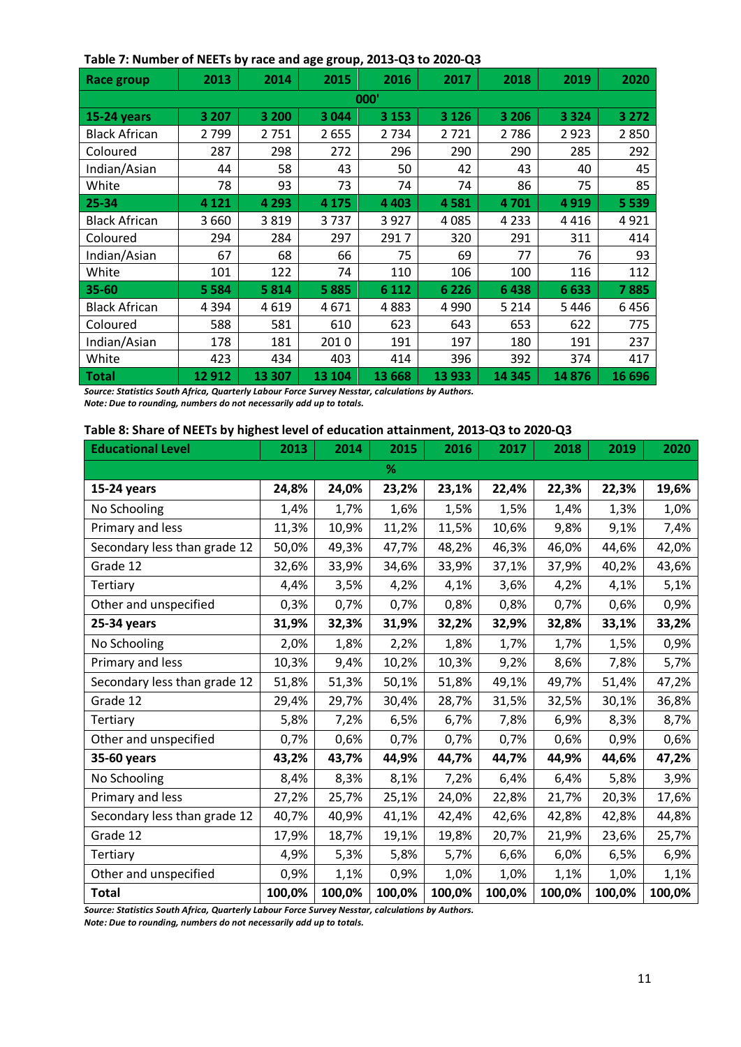**Table 7: Number of NEETs by race and age group, 2013-Q3 to 2020-Q3**

| Race group | 2013 | 2014 | 2015 | 2016 | 2017 | 2018 | 2019 | 2020 |
|---|---|---|---|---|---|---|---|---|
| | | | | 000' | | | | |
| **15-24 years** | **3 207** | **3 200** | **3 044** | **3 153** | **3 126** | **3 206** | **3 324** | **3 272** |
| Black African | 2 799 | 2 751 | 2 655 | 2 734 | 2 721 | 2 786 | 2 923 | 2 850 |
| Coloured | 287 | 298 | 272 | 296 | 290 | 290 | 285 | 292 |
| Indian/Asian | 44 | 58 | 43 | 50 | 42 | 43 | 40 | 45 |
| White | 78 | 93 | 73 | 74 | 74 | 86 | 75 | 85 |
| **25-34** | **4 121** | **4 293** | **4 175** | **4 403** | **4 581** | **4 701** | **4 919** | **5 539** |
| Black African | 3 660 | 3 819 | 3 737 | 3 927 | 4 085 | 4 233 | 4 416 | 4 921 |
| Coloured | 294 | 284 | 297 | 291 7 | 320 | 291 | 311 | 414 |
| Indian/Asian | 67 | 68 | 66 | 75 | 69 | 77 | 76 | 93 |
| White | 101 | 122 | 74 | 110 | 106 | 100 | 116 | 112 |
| **35-60** | **5 584** | **5 814** | **5 885** | **6 112** | **6 226** | **6 438** | **6 633** | **7 885** |
| Black African | 4 394 | 4 619 | 4 671 | 4 883 | 4 990 | 5 214 | 5 446 | 6 456 |
| Coloured | 588 | 581 | 610 | 623 | 643 | 653 | 622 | 775 |
| Indian/Asian | 178 | 181 | 201 0 | 191 | 197 | 180 | 191 | 237 |
| White | 423 | 434 | 403 | 414 | 396 | 392 | 374 | 417 |
| **Total** | **12 912** | **13 307** | **13 104** | **13 668** | **13 933** | **14 345** | **14 876** | **16 696** |

***Source: Statistics South Africa, Quarterly Labour Force Survey Nesstar, calculations by Authors.***
***Note: Due to rounding, numbers do not necessarily add up to totals.***

**Table 8: Share of NEETs by highest level of education attainment, 2013-Q3 to 2020-Q3**

| Educational Level | 2013 | 2014 | 2015 | 2016 | 2017 | 2018 | 2019 | 2020 |
|---|---|---|---|---|---|---|---|---|
| | | | | % | | | | |
| **15-24 years** | **24,8%** | **24,0%** | **23,2%** | **23,1%** | **22,4%** | **22,3%** | **22,3%** | **19,6%** |
| No Schooling | 1,4% | 1,7% | 1,6% | 1,5% | 1,5% | 1,4% | 1,3% | 1,0% |
| Primary and less | 11,3% | 10,9% | 11,2% | 11,5% | 10,6% | 9,8% | 9,1% | 7,4% |
| Secondary less than grade 12 | 50,0% | 49,3% | 47,7% | 48,2% | 46,3% | 46,0% | 44,6% | 42,0% |
| Grade 12 | 32,6% | 33,9% | 34,6% | 33,9% | 37,1% | 37,9% | 40,2% | 43,6% |
| Tertiary | 4,4% | 3,5% | 4,2% | 4,1% | 3,6% | 4,2% | 4,1% | 5,1% |
| Other and unspecified | 0,3% | 0,7% | 0,7% | 0,8% | 0,8% | 0,7% | 0,6% | 0,9% |
| **25-34 years** | **31,9%** | **32,3%** | **31,9%** | **32,2%** | **32,9%** | **32,8%** | **33,1%** | **33,2%** |
| No Schooling | 2,0% | 1,8% | 2,2% | 1,8% | 1,7% | 1,7% | 1,5% | 0,9% |
| Primary and less | 10,3% | 9,4% | 10,2% | 10,3% | 9,2% | 8,6% | 7,8% | 5,7% |
| Secondary less than grade 12 | 51,8% | 51,3% | 50,1% | 51,8% | 49,1% | 49,7% | 51,4% | 47,2% |
| Grade 12 | 29,4% | 29,7% | 30,4% | 28,7% | 31,5% | 32,5% | 30,1% | 36,8% |
| Tertiary | 5,8% | 7,2% | 6,5% | 6,7% | 7,8% | 6,9% | 8,3% | 8,7% |
| Other and unspecified | 0,7% | 0,6% | 0,7% | 0,7% | 0,7% | 0,6% | 0,9% | 0,6% |
| **35-60 years** | **43,2%** | **43,7%** | **44,9%** | **44,7%** | **44,7%** | **44,9%** | **44,6%** | **47,2%** |
| No Schooling | 8,4% | 8,3% | 8,1% | 7,2% | 6,4% | 6,4% | 5,8% | 3,9% |
| Primary and less | 27,2% | 25,7% | 25,1% | 24,0% | 22,8% | 21,7% | 20,3% | 17,6% |
| Secondary less than grade 12 | 40,7% | 40,9% | 41,1% | 42,4% | 42,6% | 42,8% | 42,8% | 44,8% |
| Grade 12 | 17,9% | 18,7% | 19,1% | 19,8% | 20,7% | 21,9% | 23,6% | 25,7% |
| Tertiary | 4,9% | 5,3% | 5,8% | 5,7% | 6,6% | 6,0% | 6,5% | 6,9% |
| Other and unspecified | 0,9% | 1,1% | 0,9% | 1,0% | 1,0% | 1,1% | 1,0% | 1,1% |
| **Total** | **100,0%** | **100,0%** | **100,0%** | **100,0%** | **100,0%** | **100,0%** | **100,0%** | **100,0%** |

***Source: Statistics South Africa, Quarterly Labour Force Survey Nesstar, calculations by Authors.***
***Note: Due to rounding, numbers do not necessarily add up to totals.***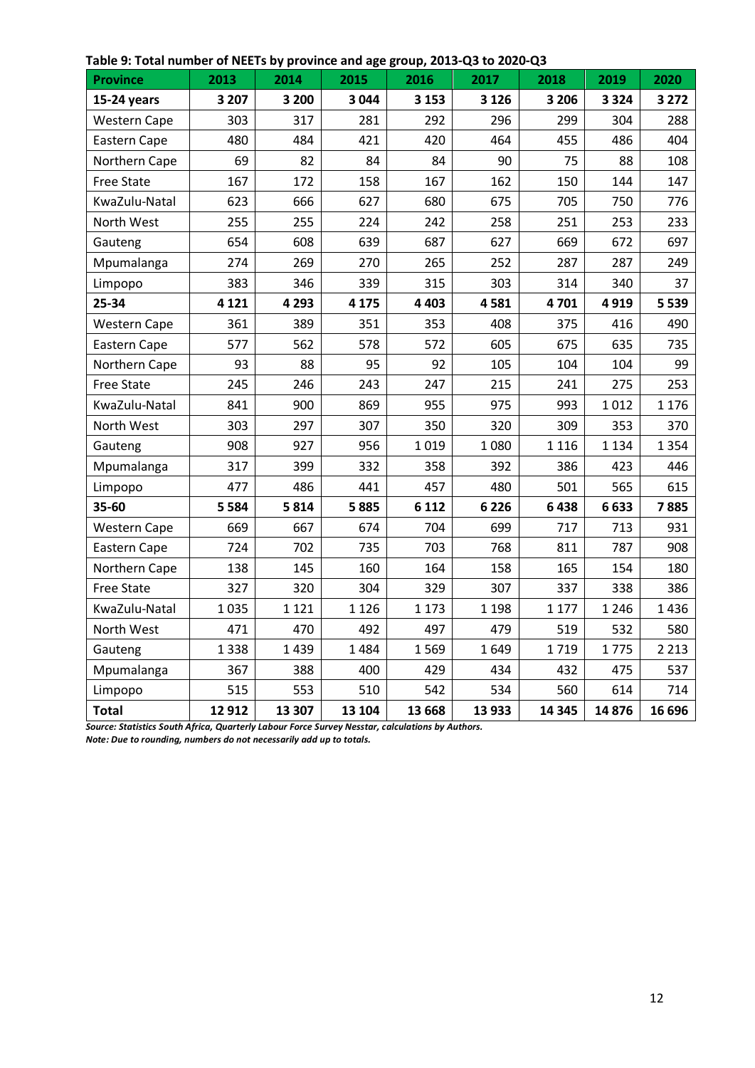**Table 9: Total number of NEETs by province and age group, 2013-Q3 to 2020-Q3**

| Province | 2013 | 2014 | 2015 | 2016 | 2017 | 2018 | 2019 | 2020 |
|---|---|---|---|---|---|---|---|---|
| **15-24 years** | **3 207** | **3 200** | **3 044** | **3 153** | **3 126** | **3 206** | **3 324** | **3 272** |
| Western Cape | 303 | 317 | 281 | 292 | 296 | 299 | 304 | 288 |
| Eastern Cape | 480 | 484 | 421 | 420 | 464 | 455 | 486 | 404 |
| Northern Cape | 69 | 82 | 84 | 84 | 90 | 75 | 88 | 108 |
| Free State | 167 | 172 | 158 | 167 | 162 | 150 | 144 | 147 |
| KwaZulu-Natal | 623 | 666 | 627 | 680 | 675 | 705 | 750 | 776 |
| North West | 255 | 255 | 224 | 242 | 258 | 251 | 253 | 233 |
| Gauteng | 654 | 608 | 639 | 687 | 627 | 669 | 672 | 697 |
| Mpumalanga | 274 | 269 | 270 | 265 | 252 | 287 | 287 | 249 |
| Limpopo | 383 | 346 | 339 | 315 | 303 | 314 | 340 | 37 |
| **25-34** | **4 121** | **4 293** | **4 175** | **4 403** | **4 581** | **4 701** | **4 919** | **5 539** |
| Western Cape | 361 | 389 | 351 | 353 | 408 | 375 | 416 | 490 |
| Eastern Cape | 577 | 562 | 578 | 572 | 605 | 675 | 635 | 735 |
| Northern Cape | 93 | 88 | 95 | 92 | 105 | 104 | 104 | 99 |
| Free State | 245 | 246 | 243 | 247 | 215 | 241 | 275 | 253 |
| KwaZulu-Natal | 841 | 900 | 869 | 955 | 975 | 993 | 1 012 | 1 176 |
| North West | 303 | 297 | 307 | 350 | 320 | 309 | 353 | 370 |
| Gauteng | 908 | 927 | 956 | 1 019 | 1 080 | 1 116 | 1 134 | 1 354 |
| Mpumalanga | 317 | 399 | 332 | 358 | 392 | 386 | 423 | 446 |
| Limpopo | 477 | 486 | 441 | 457 | 480 | 501 | 565 | 615 |
| **35-60** | **5 584** | **5 814** | **5 885** | **6 112** | **6 226** | **6 438** | **6 633** | **7 885** |
| Western Cape | 669 | 667 | 674 | 704 | 699 | 717 | 713 | 931 |
| Eastern Cape | 724 | 702 | 735 | 703 | 768 | 811 | 787 | 908 |
| Northern Cape | 138 | 145 | 160 | 164 | 158 | 165 | 154 | 180 |
| Free State | 327 | 320 | 304 | 329 | 307 | 337 | 338 | 386 |
| KwaZulu-Natal | 1 035 | 1 121 | 1 126 | 1 173 | 1 198 | 1 177 | 1 246 | 1 436 |
| North West | 471 | 470 | 492 | 497 | 479 | 519 | 532 | 580 |
| Gauteng | 1 338 | 1 439 | 1 484 | 1 569 | 1 649 | 1 719 | 1 775 | 2 213 |
| Mpumalanga | 367 | 388 | 400 | 429 | 434 | 432 | 475 | 537 |
| Limpopo | 515 | 553 | 510 | 542 | 534 | 560 | 614 | 714 |
| **Total** | **12 912** | **13 307** | **13 104** | **13 668** | **13 933** | **14 345** | **14 876** | **16 696** |

***Source: Statistics South Africa, Quarterly Labour Force Survey Nesstar, calculations by Authors.***
***Note: Due to rounding, numbers do not necessarily add up to totals.***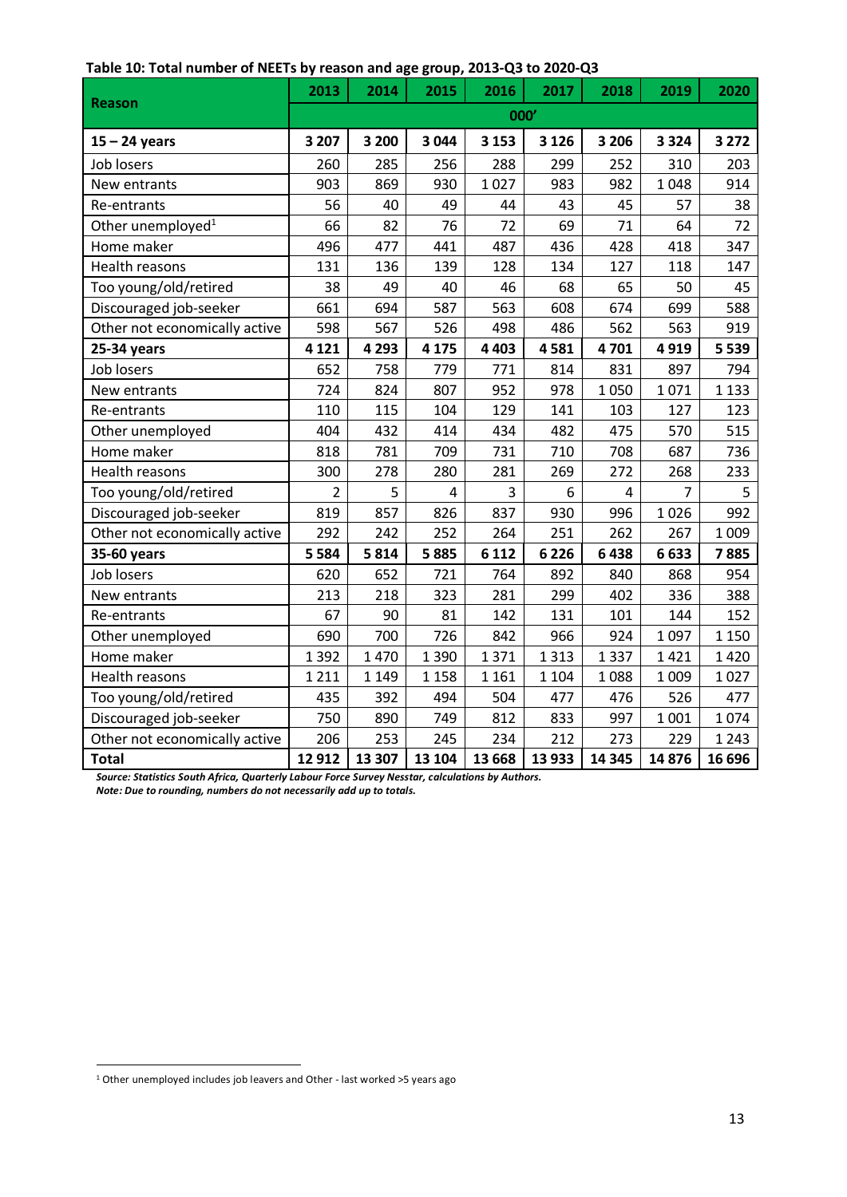**Table 10: Total number of NEETs by reason and age group, 2013-Q3 to 2020-Q3**

| Reason | 2013 | 2014 | 2015 | 2016 | 2017 | 2018 | 2019 | 2020 |
|---|---|---|---|---|---|---|---|---|
| | 000' | | | | | | | |
| **15 – 24 years** | **3 207** | **3 200** | **3 044** | **3 153** | **3 126** | **3 206** | **3 324** | **3 272** |
| Job losers | 260 | 285 | 256 | 288 | 299 | 252 | 310 | 203 |
| New entrants | 903 | 869 | 930 | 1 027 | 983 | 982 | 1 048 | 914 |
| Re-entrants | 56 | 40 | 49 | 44 | 43 | 45 | 57 | 38 |
| Other unemployed[1] | 66 | 82 | 76 | 72 | 69 | 71 | 64 | 72 |
| Home maker | 496 | 477 | 441 | 487 | 436 | 428 | 418 | 347 |
| Health reasons | 131 | 136 | 139 | 128 | 134 | 127 | 118 | 147 |
| Too young/old/retired | 38 | 49 | 40 | 46 | 68 | 65 | 50 | 45 |
| Discouraged job-seeker | 661 | 694 | 587 | 563 | 608 | 674 | 699 | 588 |
| Other not economically active | 598 | 567 | 526 | 498 | 486 | 562 | 563 | 919 |
| **25-34 years** | **4 121** | **4 293** | **4 175** | **4 403** | **4 581** | **4 701** | **4 919** | **5 539** |
| Job losers | 652 | 758 | 779 | 771 | 814 | 831 | 897 | 794 |
| New entrants | 724 | 824 | 807 | 952 | 978 | 1 050 | 1 071 | 1 133 |
| Re-entrants | 110 | 115 | 104 | 129 | 141 | 103 | 127 | 123 |
| Other unemployed | 404 | 432 | 414 | 434 | 482 | 475 | 570 | 515 |
| Home maker | 818 | 781 | 709 | 731 | 710 | 708 | 687 | 736 |
| Health reasons | 300 | 278 | 280 | 281 | 269 | 272 | 268 | 233 |
| Too young/old/retired | 2 | 5 | 4 | 3 | 6 | 4 | 7 | 5 |
| Discouraged job-seeker | 819 | 857 | 826 | 837 | 930 | 996 | 1 026 | 992 |
| Other not economically active | 292 | 242 | 252 | 264 | 251 | 262 | 267 | 1 009 |
| **35-60 years** | **5 584** | **5 814** | **5 885** | **6 112** | **6 226** | **6 438** | **6 633** | **7 885** |
| Job losers | 620 | 652 | 721 | 764 | 892 | 840 | 868 | 954 |
| New entrants | 213 | 218 | 323 | 281 | 299 | 402 | 336 | 388 |
| Re-entrants | 67 | 90 | 81 | 142 | 131 | 101 | 144 | 152 |
| Other unemployed | 690 | 700 | 726 | 842 | 966 | 924 | 1 097 | 1 150 |
| Home maker | 1 392 | 1 470 | 1 390 | 1 371 | 1 313 | 1 337 | 1 421 | 1 420 |
| Health reasons | 1 211 | 1 149 | 1 158 | 1 161 | 1 104 | 1 088 | 1 009 | 1 027 |
| Too young/old/retired | 435 | 392 | 494 | 504 | 477 | 476 | 526 | 477 |
| Discouraged job-seeker | 750 | 890 | 749 | 812 | 833 | 997 | 1 001 | 1 074 |
| Other not economically active | 206 | 253 | 245 | 234 | 212 | 273 | 229 | 1 243 |
| **Total** | **12 912** | **13 307** | **13 104** | **13 668** | **13 933** | **14 345** | **14 876** | **16 696** |

***Source: Statistics South Africa, Quarterly Labour Force Survey Nesstar, calculations by Authors.***
***Note: Due to rounding, numbers do not necessarily add up to totals.***

[1] Other unemployed includes job leavers and Other - last worked >5 years ago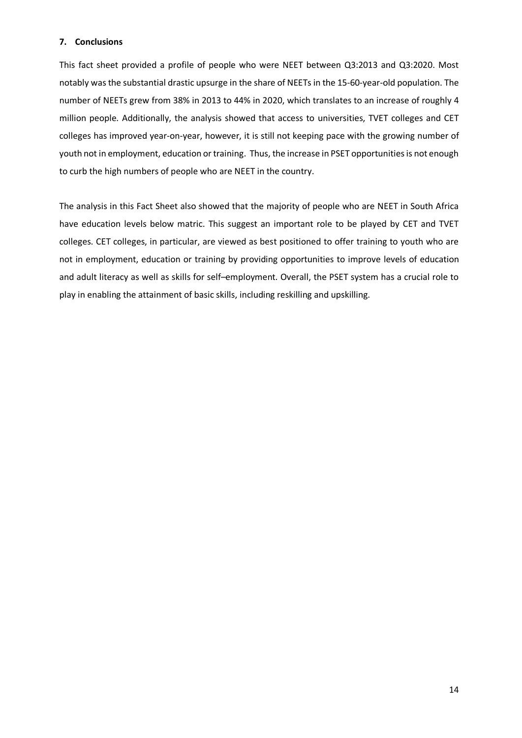## 7. Conclusions

This fact sheet provided a profile of people who were NEET between Q3:2013 and Q3:2020. Most notably was the substantial drastic upsurge in the share of NEETs in the 15-60-year-old population. The number of NEETs grew from 38% in 2013 to 44% in 2020, which translates to an increase of roughly 4 million people. Additionally, the analysis showed that access to universities, TVET colleges and CET colleges has improved year-on-year, however, it is still not keeping pace with the growing number of youth not in employment, education or training. Thus, the increase in PSET opportunities is not enough to curb the high numbers of people who are NEET in the country.

The analysis in this Fact Sheet also showed that the majority of people who are NEET in South Africa have education levels below matric. This suggest an important role to be played by CET and TVET colleges. CET colleges, in particular, are viewed as best positioned to offer training to youth who are not in employment, education or training by providing opportunities to improve levels of education and adult literacy as well as skills for self–employment. Overall, the PSET system has a crucial role to play in enabling the attainment of basic skills, including reskilling and upskilling.